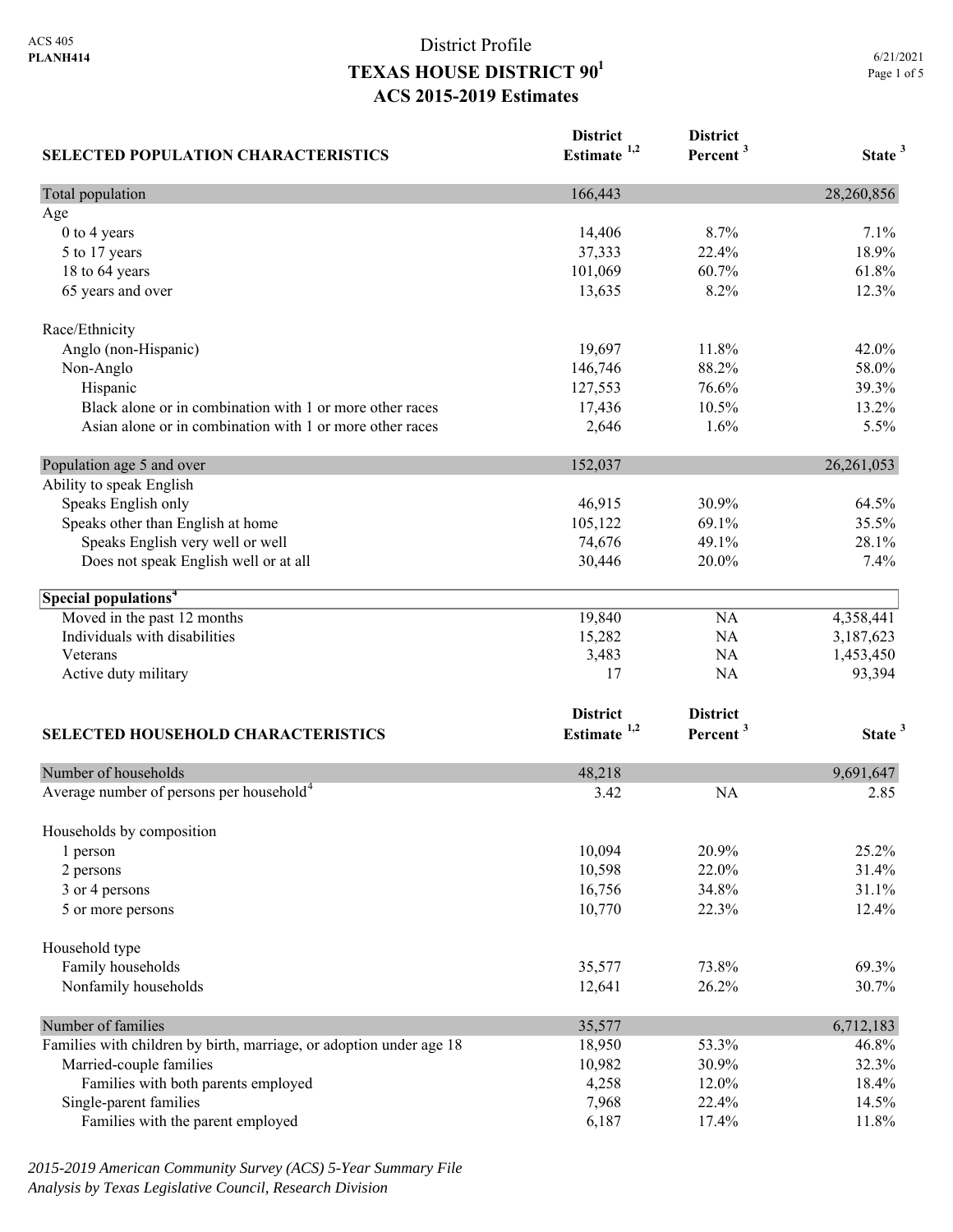District Profile

# TEXAS HOUSE DISTRICT 90[1]

## ACS 2015-2019 Estimates

| SELECTED POPULATION CHARACTERISTICS | District Estimate [1,2] | District Percent [3] | State [3] |
|---|---|---|---|
| Total population | 166,443 | | 28,260,856 |
| Age | | | |
| 0 to 4 years | 14,406 | 8.7% | 7.1% |
| 5 to 17 years | 37,333 | 22.4% | 18.9% |
| 18 to 64 years | 101,069 | 60.7% | 61.8% |
| 65 years and over | 13,635 | 8.2% | 12.3% |
| Race/Ethnicity | | | |
| Anglo (non-Hispanic) | 19,697 | 11.8% | 42.0% |
| Non-Anglo | 146,746 | 88.2% | 58.0% |
| Hispanic | 127,553 | 76.6% | 39.3% |
| Black alone or in combination with 1 or more other races | 17,436 | 10.5% | 13.2% |
| Asian alone or in combination with 1 or more other races | 2,646 | 1.6% | 5.5% |
| Population age 5 and over | 152,037 | | 26,261,053 |
| Ability to speak English | | | |
| Speaks English only | 46,915 | 30.9% | 64.5% |
| Speaks other than English at home | 105,122 | 69.1% | 35.5% |
| Speaks English very well or well | 74,676 | 49.1% | 28.1% |
| Does not speak English well or at all | 30,446 | 20.0% | 7.4% |
| **Special populations[4]** | | | |
| Moved in the past 12 months | 19,840 | NA | 4,358,441 |
| Individuals with disabilities | 15,282 | NA | 3,187,623 |
| Veterans | 3,483 | NA | 1,453,450 |
| Active duty military | 17 | NA | 93,394 |

| SELECTED HOUSEHOLD CHARACTERISTICS | District Estimate [1,2] | District Percent [3] | State [3] |
|---|---|---|---|
| Number of households | 48,218 | | 9,691,647 |
| Average number of persons per household[4] | 3.42 | NA | 2.85 |
| Households by composition | | | |
| 1 person | 10,094 | 20.9% | 25.2% |
| 2 persons | 10,598 | 22.0% | 31.4% |
| 3 or 4 persons | 16,756 | 34.8% | 31.1% |
| 5 or more persons | 10,770 | 22.3% | 12.4% |
| Household type | | | |
| Family households | 35,577 | 73.8% | 69.3% |
| Nonfamily households | 12,641 | 26.2% | 30.7% |
| Number of families | 35,577 | | 6,712,183 |
| Families with children by birth, marriage, or adoption under age 18 | 18,950 | 53.3% | 46.8% |
| Married-couple families | 10,982 | 30.9% | 32.3% |
| Families with both parents employed | 4,258 | 12.0% | 18.4% |
| Single-parent families | 7,968 | 22.4% | 14.5% |
| Families with the parent employed | 6,187 | 17.4% | 11.8% |

*2015-2019 American Community Survey (ACS) 5-Year Summary File*
*Analysis by Texas Legislative Council, Research Division*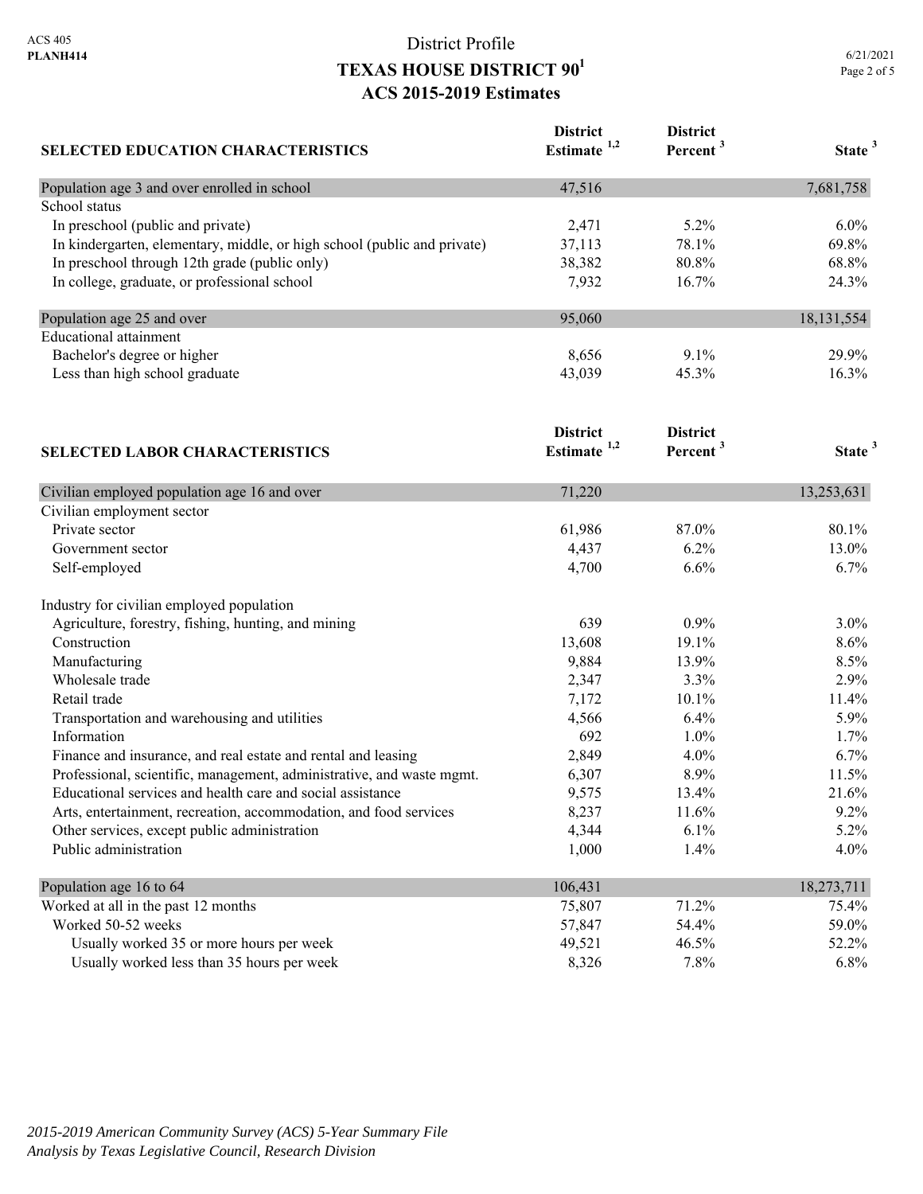District Profile

# TEXAS HOUSE DISTRICT 90[1]

## ACS 2015-2019 Estimates

| SELECTED EDUCATION CHARACTERISTICS | District Estimate [1,2] | District Percent [3] | State [3] |
|---|---|---|---|
| Population age 3 and over enrolled in school | 47,516 | | 7,681,758 |
| School status | | | |
| In preschool (public and private) | 2,471 | 5.2% | 6.0% |
| In kindergarten, elementary, middle, or high school (public and private) | 37,113 | 78.1% | 69.8% |
| In preschool through 12th grade (public only) | 38,382 | 80.8% | 68.8% |
| In college, graduate, or professional school | 7,932 | 16.7% | 24.3% |
| Population age 25 and over | 95,060 | | 18,131,554 |
| Educational attainment | | | |
| Bachelor's degree or higher | 8,656 | 9.1% | 29.9% |
| Less than high school graduate | 43,039 | 45.3% | 16.3% |

| SELECTED LABOR CHARACTERISTICS | District Estimate [1,2] | District Percent [3] | State [3] |
|---|---|---|---|
| Civilian employed population age 16 and over | 71,220 | | 13,253,631 |
| Civilian employment sector | | | |
| Private sector | 61,986 | 87.0% | 80.1% |
| Government sector | 4,437 | 6.2% | 13.0% |
| Self-employed | 4,700 | 6.6% | 6.7% |
| Industry for civilian employed population | | | |
| Agriculture, forestry, fishing, hunting, and mining | 639 | 0.9% | 3.0% |
| Construction | 13,608 | 19.1% | 8.6% |
| Manufacturing | 9,884 | 13.9% | 8.5% |
| Wholesale trade | 2,347 | 3.3% | 2.9% |
| Retail trade | 7,172 | 10.1% | 11.4% |
| Transportation and warehousing and utilities | 4,566 | 6.4% | 5.9% |
| Information | 692 | 1.0% | 1.7% |
| Finance and insurance, and real estate and rental and leasing | 2,849 | 4.0% | 6.7% |
| Professional, scientific, management, administrative, and waste mgmt. | 6,307 | 8.9% | 11.5% |
| Educational services and health care and social assistance | 9,575 | 13.4% | 21.6% |
| Arts, entertainment, recreation, accommodation, and food services | 8,237 | 11.6% | 9.2% |
| Other services, except public administration | 4,344 | 6.1% | 5.2% |
| Public administration | 1,000 | 1.4% | 4.0% |
| Population age 16 to 64 | 106,431 | | 18,273,711 |
| Worked at all in the past 12 months | 75,807 | 71.2% | 75.4% |
| Worked 50-52 weeks | 57,847 | 54.4% | 59.0% |
| Usually worked 35 or more hours per week | 49,521 | 46.5% | 52.2% |
| Usually worked less than 35 hours per week | 8,326 | 7.8% | 6.8% |

*2015-2019 American Community Survey (ACS) 5-Year Summary File*
*Analysis by Texas Legislative Council, Research Division*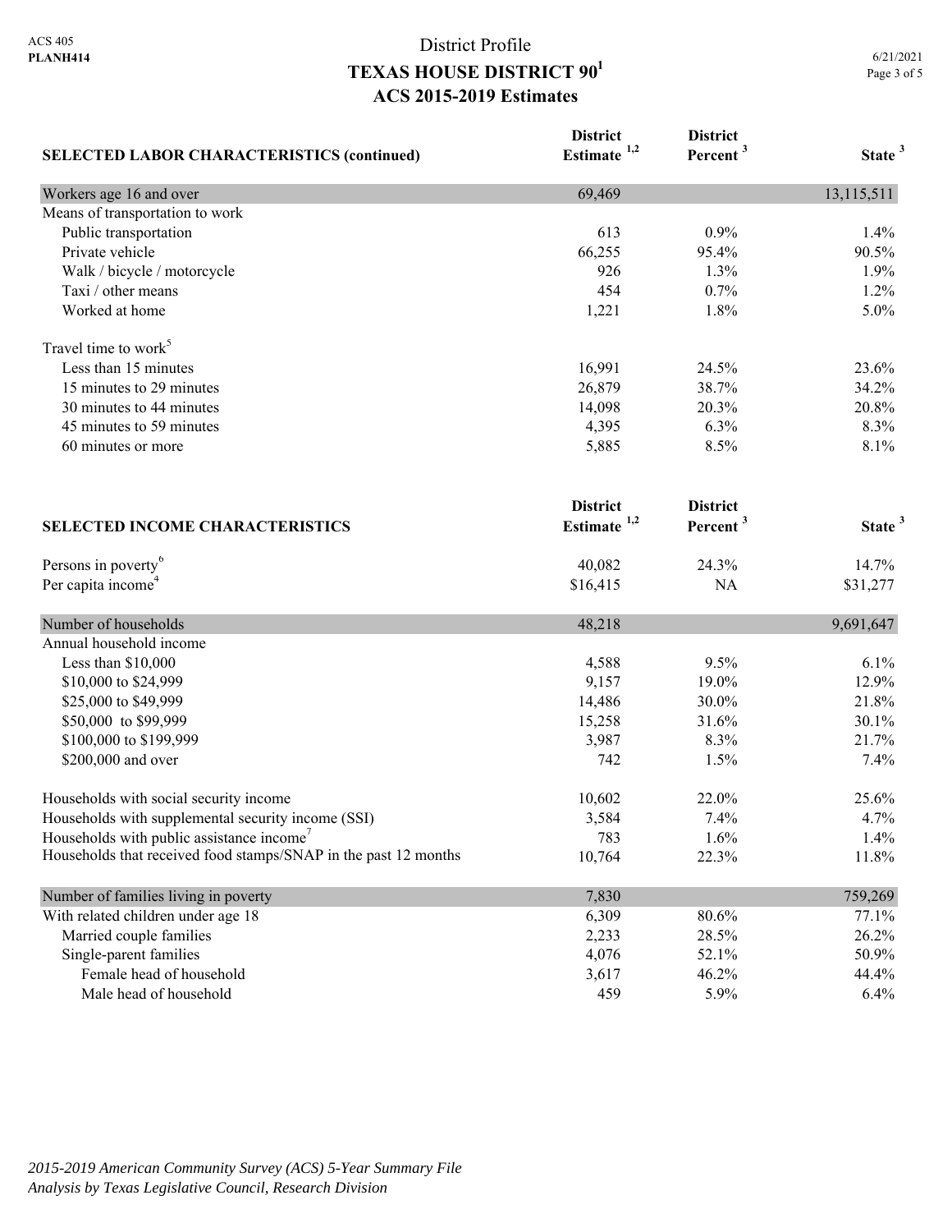ACS 405
**PLANH414**

# District Profile
## TEXAS HOUSE DISTRICT 90[1]
## ACS 2015-2019 Estimates

| SELECTED LABOR CHARACTERISTICS (continued) | District Estimate [1,2] | District Percent [3] | State [3] |
|---|---|---|---|
| Workers age 16 and over | 69,469 | | 13,115,511 |
| Means of transportation to work | | | |
| Public transportation | 613 | 0.9% | 1.4% |
| Private vehicle | 66,255 | 95.4% | 90.5% |
| Walk / bicycle / motorcycle | 926 | 1.3% | 1.9% |
| Taxi / other means | 454 | 0.7% | 1.2% |
| Worked at home | 1,221 | 1.8% | 5.0% |
| Travel time to work[5] | | | |
| Less than 15 minutes | 16,991 | 24.5% | 23.6% |
| 15 minutes to 29 minutes | 26,879 | 38.7% | 34.2% |
| 30 minutes to 44 minutes | 14,098 | 20.3% | 20.8% |
| 45 minutes to 59 minutes | 4,395 | 6.3% | 8.3% |
| 60 minutes or more | 5,885 | 8.5% | 8.1% |

| SELECTED INCOME CHARACTERISTICS | District Estimate [1,2] | District Percent [3] | State [3] |
|---|---|---|---|
| Persons in poverty[6] | 40,082 | 24.3% | 14.7% |
| Per capita income[4] | $16,415 | NA | $31,277 |
| Number of households | 48,218 | | 9,691,647 |
| Annual household income | | | |
| Less than $10,000 | 4,588 | 9.5% | 6.1% |
| $10,000 to $24,999 | 9,157 | 19.0% | 12.9% |
| $25,000 to $49,999 | 14,486 | 30.0% | 21.8% |
| $50,000 to $99,999 | 15,258 | 31.6% | 30.1% |
| $100,000 to $199,999 | 3,987 | 8.3% | 21.7% |
| $200,000 and over | 742 | 1.5% | 7.4% |
| Households with social security income | 10,602 | 22.0% | 25.6% |
| Households with supplemental security income (SSI) | 3,584 | 7.4% | 4.7% |
| Households with public assistance income[7] | 783 | 1.6% | 1.4% |
| Households that received food stamps/SNAP in the past 12 months | 10,764 | 22.3% | 11.8% |
| Number of families living in poverty | 7,830 | | 759,269 |
| With related children under age 18 | 6,309 | 80.6% | 77.1% |
| Married couple families | 2,233 | 28.5% | 26.2% |
| Single-parent families | 4,076 | 52.1% | 50.9% |
| Female head of household | 3,617 | 46.2% | 44.4% |
| Male head of household | 459 | 5.9% | 6.4% |

*2015-2019 American Community Survey (ACS) 5-Year Summary File*
*Analysis by Texas Legislative Council, Research Division*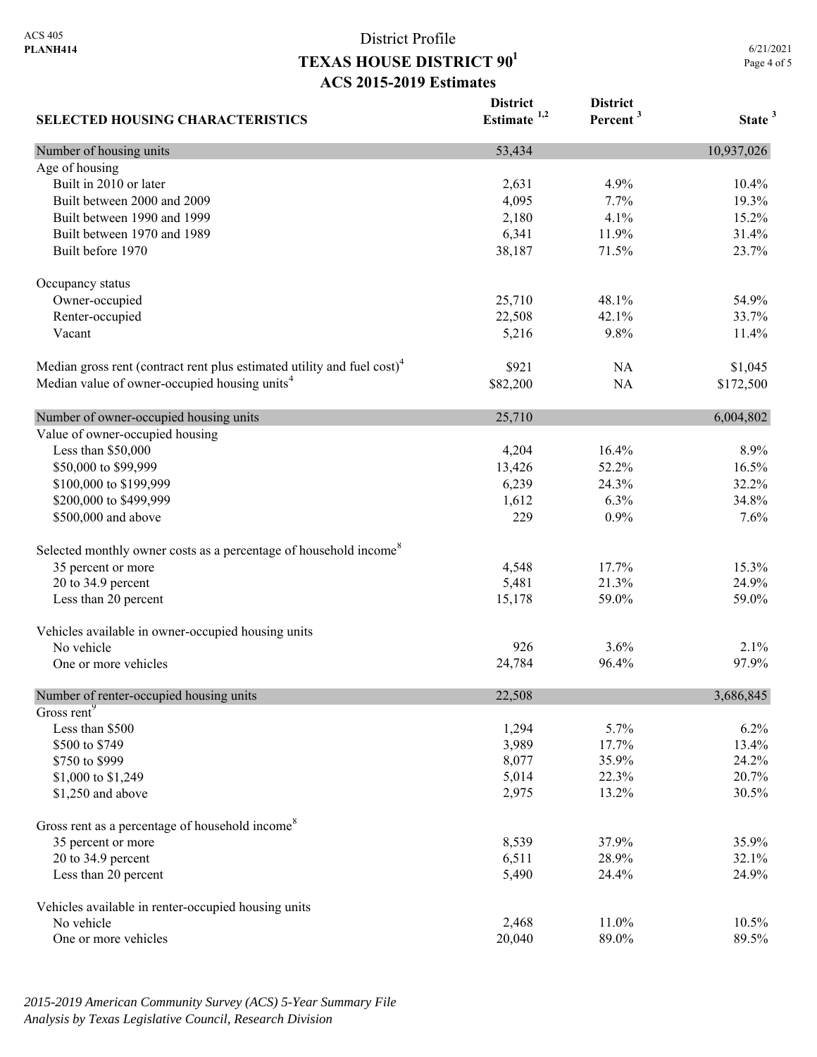District Profile

# TEXAS HOUSE DISTRICT 90[1]

## ACS 2015-2019 Estimates

| SELECTED HOUSING CHARACTERISTICS | District Estimate [1,2] | District Percent [3] | State [3] |
|---|---|---|---|
| **Number of housing units** | 53,434 | | 10,937,026 |
| Age of housing | | | |
| Built in 2010 or later | 2,631 | 4.9% | 10.4% |
| Built between 2000 and 2009 | 4,095 | 7.7% | 19.3% |
| Built between 1990 and 1999 | 2,180 | 4.1% | 15.2% |
| Built between 1970 and 1989 | 6,341 | 11.9% | 31.4% |
| Built before 1970 | 38,187 | 71.5% | 23.7% |
| Occupancy status | | | |
| Owner-occupied | 25,710 | 48.1% | 54.9% |
| Renter-occupied | 22,508 | 42.1% | 33.7% |
| Vacant | 5,216 | 9.8% | 11.4% |
| Median gross rent (contract rent plus estimated utility and fuel cost)[4] | $921 | NA | $1,045 |
| Median value of owner-occupied housing units[4] | $82,200 | NA | $172,500 |
| **Number of owner-occupied housing units** | 25,710 | | 6,004,802 |
| Value of owner-occupied housing | | | |
| Less than $50,000 | 4,204 | 16.4% | 8.9% |
| $50,000 to $99,999 | 13,426 | 52.2% | 16.5% |
| $100,000 to $199,999 | 6,239 | 24.3% | 32.2% |
| $200,000 to $499,999 | 1,612 | 6.3% | 34.8% |
| $500,000 and above | 229 | 0.9% | 7.6% |
| Selected monthly owner costs as a percentage of household income[8] | | | |
| 35 percent or more | 4,548 | 17.7% | 15.3% |
| 20 to 34.9 percent | 5,481 | 21.3% | 24.9% |
| Less than 20 percent | 15,178 | 59.0% | 59.0% |
| Vehicles available in owner-occupied housing units | | | |
| No vehicle | 926 | 3.6% | 2.1% |
| One or more vehicles | 24,784 | 96.4% | 97.9% |
| **Number of renter-occupied housing units** | 22,508 | | 3,686,845 |
| Gross rent[9] | | | |
| Less than $500 | 1,294 | 5.7% | 6.2% |
| $500 to $749 | 3,989 | 17.7% | 13.4% |
| $750 to $999 | 8,077 | 35.9% | 24.2% |
| $1,000 to $1,249 | 5,014 | 22.3% | 20.7% |
| $1,250 and above | 2,975 | 13.2% | 30.5% |
| Gross rent as a percentage of household income[8] | | | |
| 35 percent or more | 8,539 | 37.9% | 35.9% |
| 20 to 34.9 percent | 6,511 | 28.9% | 32.1% |
| Less than 20 percent | 5,490 | 24.4% | 24.9% |
| Vehicles available in renter-occupied housing units | | | |
| No vehicle | 2,468 | 11.0% | 10.5% |
| One or more vehicles | 20,040 | 89.0% | 89.5% |

*2015-2019 American Community Survey (ACS) 5-Year Summary File*
*Analysis by Texas Legislative Council, Research Division*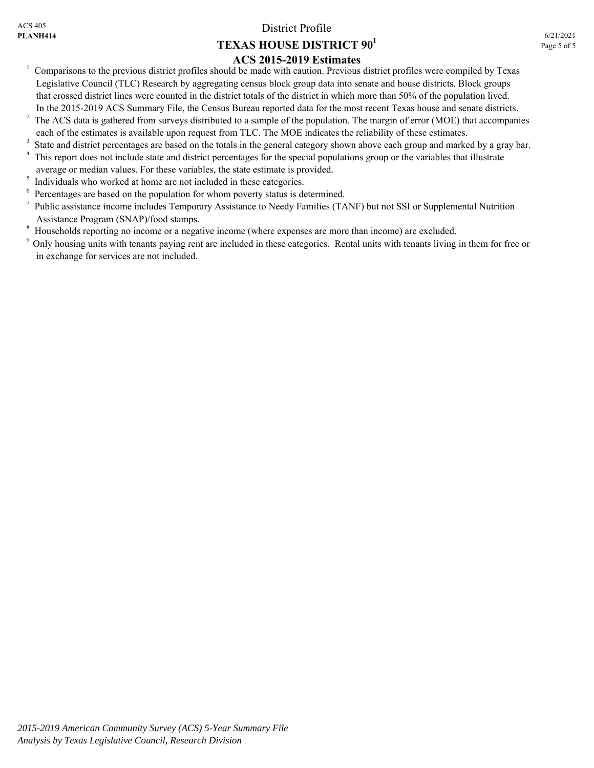[1] Comparisons to the previous district profiles should be made with caution. Previous district profiles were compiled by Texas Legislative Council (TLC) Research by aggregating census block group data into senate and house districts. Block groups that crossed district lines were counted in the district totals of the district in which more than 50% of the population lived. In the 2015-2019 ACS Summary File, the Census Bureau reported data for the most recent Texas house and senate districts.

[2] The ACS data is gathered from surveys distributed to a sample of the population. The margin of error (MOE) that accompanies each of the estimates is available upon request from TLC. The MOE indicates the reliability of these estimates.

[3] State and district percentages are based on the totals in the general category shown above each group and marked by a gray bar.

[4] This report does not include state and district percentages for the special populations group or the variables that illustrate average or median values. For these variables, the state estimate is provided.

[5] Individuals who worked at home are not included in these categories.

[6] Percentages are based on the population for whom poverty status is determined.

[7] Public assistance income includes Temporary Assistance to Needy Families (TANF) but not SSI or Supplemental Nutrition Assistance Program (SNAP)/food stamps.

[8] Households reporting no income or a negative income (where expenses are more than income) are excluded.

[9] Only housing units with tenants paying rent are included in these categories. Rental units with tenants living in them for free or in exchange for services are not included.